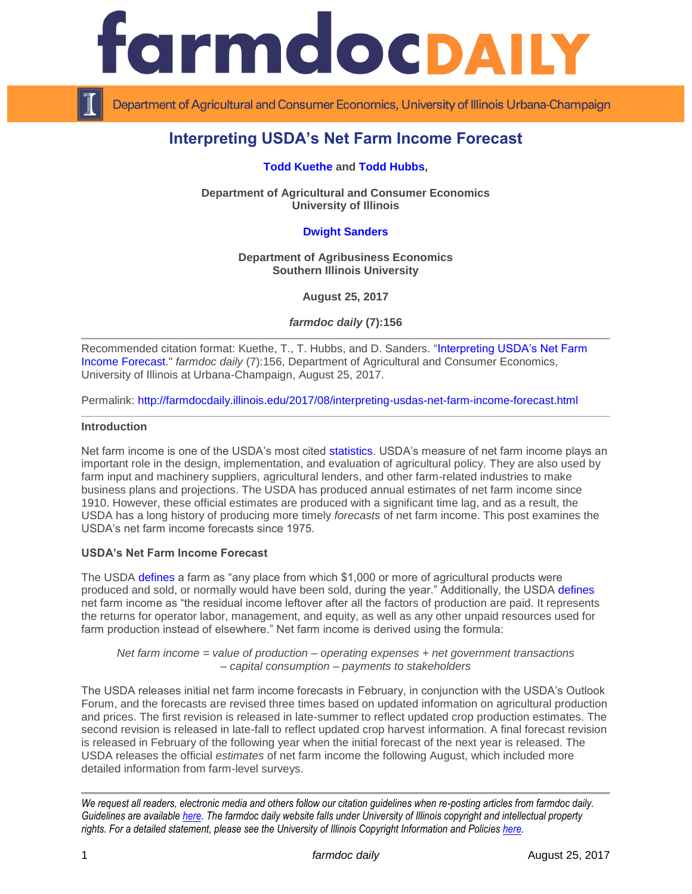# Interpreting USDA's Net Farm Income Forecast

**Todd Kuethe** and **Todd Hubbs**,

**Department of Agricultural and Consumer Economics**
**University of Illinois**

**Dwight Sanders**

**Department of Agribusiness Economics**
**Southern Illinois University**

**August 25, 2017**

***farmdoc daily* (7):156**

Recommended citation format: Kuethe, T., T. Hubbs, and D. Sanders. "Interpreting USDA's Net Farm Income Forecast." *farmdoc daily* (7):156, Department of Agricultural and Consumer Economics, University of Illinois at Urbana-Champaign, August 25, 2017.

Permalink: http://farmdocdaily.illinois.edu/2017/08/interpreting-usdas-net-farm-income-forecast.html

**Introduction**

Net farm income is one of the USDA's most cited statistics. USDA's measure of net farm income plays an important role in the design, implementation, and evaluation of agricultural policy. They are also used by farm input and machinery suppliers, agricultural lenders, and other farm-related industries to make business plans and projections. The USDA has produced annual estimates of net farm income since 1910. However, these official estimates are produced with a significant time lag, and as a result, the USDA has a long history of producing more timely *forecasts* of net farm income. This post examines the USDA's net farm income forecasts since 1975.

**USDA's Net Farm Income Forecast**

The USDA defines a farm as "any place from which $1,000 or more of agricultural products were produced and sold, or normally would have been sold, during the year." Additionally, the USDA defines net farm income as "the residual income leftover after all the factors of production are paid. It represents the returns for operator labor, management, and equity, as well as any other unpaid resources used for farm production instead of elsewhere." Net farm income is derived using the formula:

*Net farm income = value of production – operating expenses + net government transactions – capital consumption – payments to stakeholders*

The USDA releases initial net farm income forecasts in February, in conjunction with the USDA's Outlook Forum, and the forecasts are revised three times based on updated information on agricultural production and prices. The first revision is released in late-summer to reflect updated crop production estimates. The second revision is released in late-fall to reflect updated crop harvest information. A final forecast revision is released in February of the following year when the initial forecast of the next year is released. The USDA releases the official *estimates* of net farm income the following August, which included more detailed information from farm-level surveys.

*We request all readers, electronic media and others follow our citation guidelines when re-posting articles from farmdoc daily. Guidelines are available here. The farmdoc daily website falls under University of Illinois copyright and intellectual property rights. For a detailed statement, please see the University of Illinois Copyright Information and Policies here.*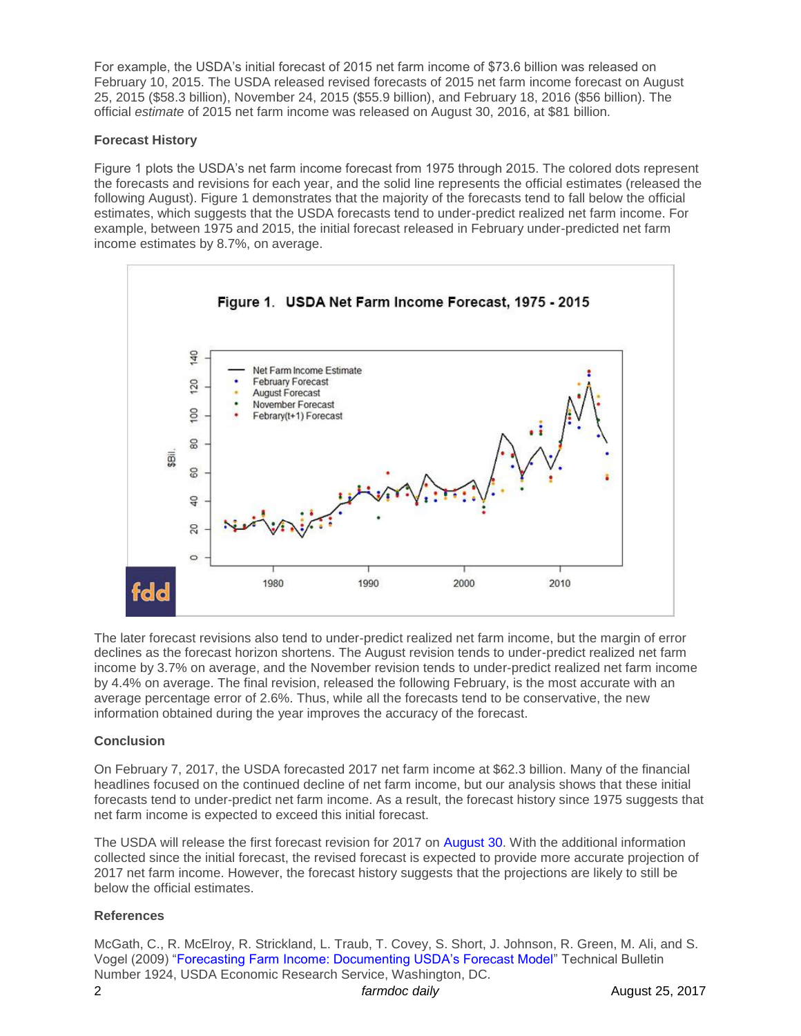For example, the USDA's initial forecast of 2015 net farm income of $73.6 billion was released on February 10, 2015. The USDA released revised forecasts of 2015 net farm income forecast on August 25, 2015 ($58.3 billion), November 24, 2015 ($55.9 billion), and February 18, 2016 ($56 billion). The official *estimate* of 2015 net farm income was released on August 30, 2016, at $81 billion.

**Forecast History**

Figure 1 plots the USDA's net farm income forecast from 1975 through 2015. The colored dots represent the forecasts and revisions for each year, and the solid line represents the official estimates (released the following August). Figure 1 demonstrates that the majority of the forecasts tend to fall below the official estimates, which suggests that the USDA forecasts tend to under-predict realized net farm income. For example, between 1975 and 2015, the initial forecast released in February under-predicted net farm income estimates by 8.7%, on average.

Figure 1. USDA Net Farm Income Forecast, 1975 - 2015

Net Farm Income Estimate
February Forecast
August Forecast
November Forecast
Febrary(t+1) Forecast

$Bil.

0 20 40 60 80 100 120 140

1980 1990 2000 2010

fdd

The later forecast revisions also tend to under-predict realized net farm income, but the margin of error declines as the forecast horizon shortens. The August revision tends to under-predict realized net farm income by 3.7% on average, and the November revision tends to under-predict realized net farm income by 4.4% on average. The final revision, released the following February, is the most accurate with an average percentage error of 2.6%. Thus, while all the forecasts tend to be conservative, the new information obtained during the year improves the accuracy of the forecast.

**Conclusion**

On February 7, 2017, the USDA forecasted 2017 net farm income at $62.3 billion. Many of the financial headlines focused on the continued decline of net farm income, but our analysis shows that these initial forecasts tend to under-predict net farm income. As a result, the forecast history since 1975 suggests that net farm income is expected to exceed this initial forecast.

The USDA will release the first forecast revision for 2017 on August 30. With the additional information collected since the initial forecast, the revised forecast is expected to provide more accurate projection of 2017 net farm income. However, the forecast history suggests that the projections are likely to still be below the official estimates.

**References**

McGath, C., R. McElroy, R. Strickland, L. Traub, T. Covey, S. Short, J. Johnson, R. Green, M. Ali, and S. Vogel (2009) "Forecasting Farm Income: Documenting USDA's Forecast Model" Technical Bulletin Number 1924, USDA Economic Research Service, Washington, DC.